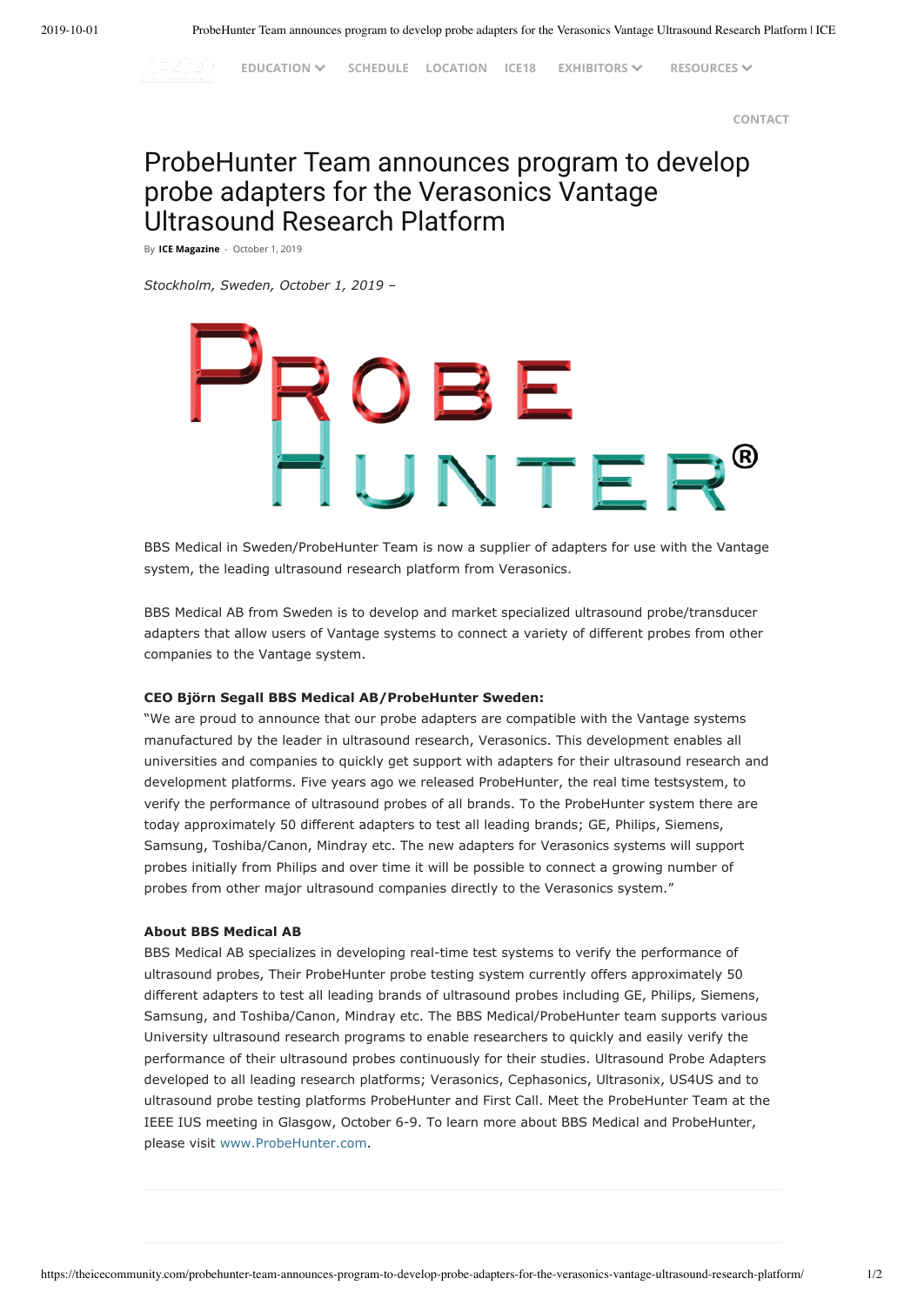# ProbeHunter Team announces program to develop probe adapters for the Verasonics Vantage Ultrasound Research Platform

By **ICE Magazine** - October 1, 2019

*Stockholm, Sweden, October 1, 2019 –*

BBS Medical in Sweden/ProbeHunter Team is now a supplier of adapters for use with the Vantage system, the leading ultrasound research platform from Verasonics.

BBS Medical AB from Sweden is to develop and market specialized ultrasound probe/transducer adapters that allow users of Vantage systems to connect a variety of different probes from other companies to the Vantage system.

**CEO Björn Segall BBS Medical AB/ProbeHunter Sweden:**
"We are proud to announce that our probe adapters are compatible with the Vantage systems manufactured by the leader in ultrasound research, Verasonics. This development enables all universities and companies to quickly get support with adapters for their ultrasound research and development platforms. Five years ago we released ProbeHunter, the real time testsystem, to verify the performance of ultrasound probes of all brands. To the ProbeHunter system there are today approximately 50 different adapters to test all leading brands; GE, Philips, Siemens, Samsung, Toshiba/Canon, Mindray etc. The new adapters for Verasonics systems will support probes initially from Philips and over time it will be possible to connect a growing number of probes from other major ultrasound companies directly to the Verasonics system."

**About BBS Medical AB**
BBS Medical AB specializes in developing real-time test systems to verify the performance of ultrasound probes, Their ProbeHunter probe testing system currently offers approximately 50 different adapters to test all leading brands of ultrasound probes including GE, Philips, Siemens, Samsung, and Toshiba/Canon, Mindray etc. The BBS Medical/ProbeHunter team supports various University ultrasound research programs to enable researchers to quickly and easily verify the performance of their ultrasound probes continuously for their studies. Ultrasound Probe Adapters developed to all leading research platforms; Verasonics, Cephasonics, Ultrasonix, US4US and to ultrasound probe testing platforms ProbeHunter and First Call. Meet the ProbeHunter Team at the IEEE IUS meeting in Glasgow, October 6-9. To learn more about BBS Medical and ProbeHunter, please visit www.ProbeHunter.com.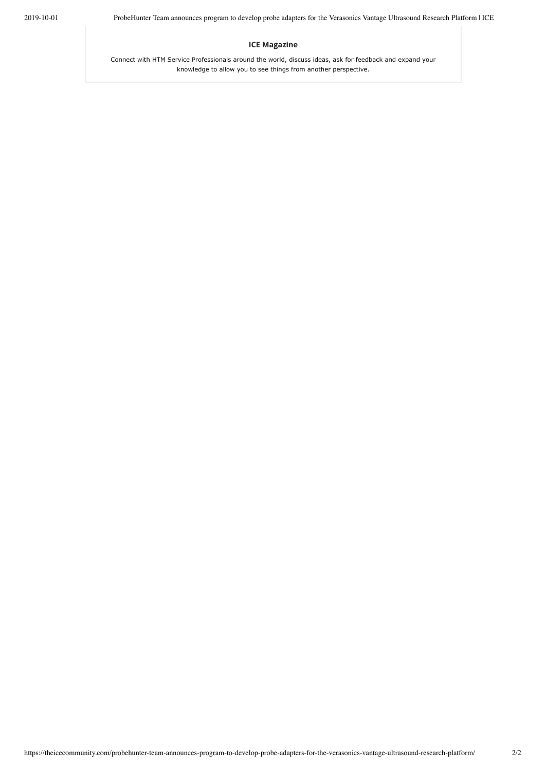**ICE Magazine**

Connect with HTM Service Professionals around the world, discuss ideas, ask for feedback and expand your knowledge to allow you to see things from another perspective.